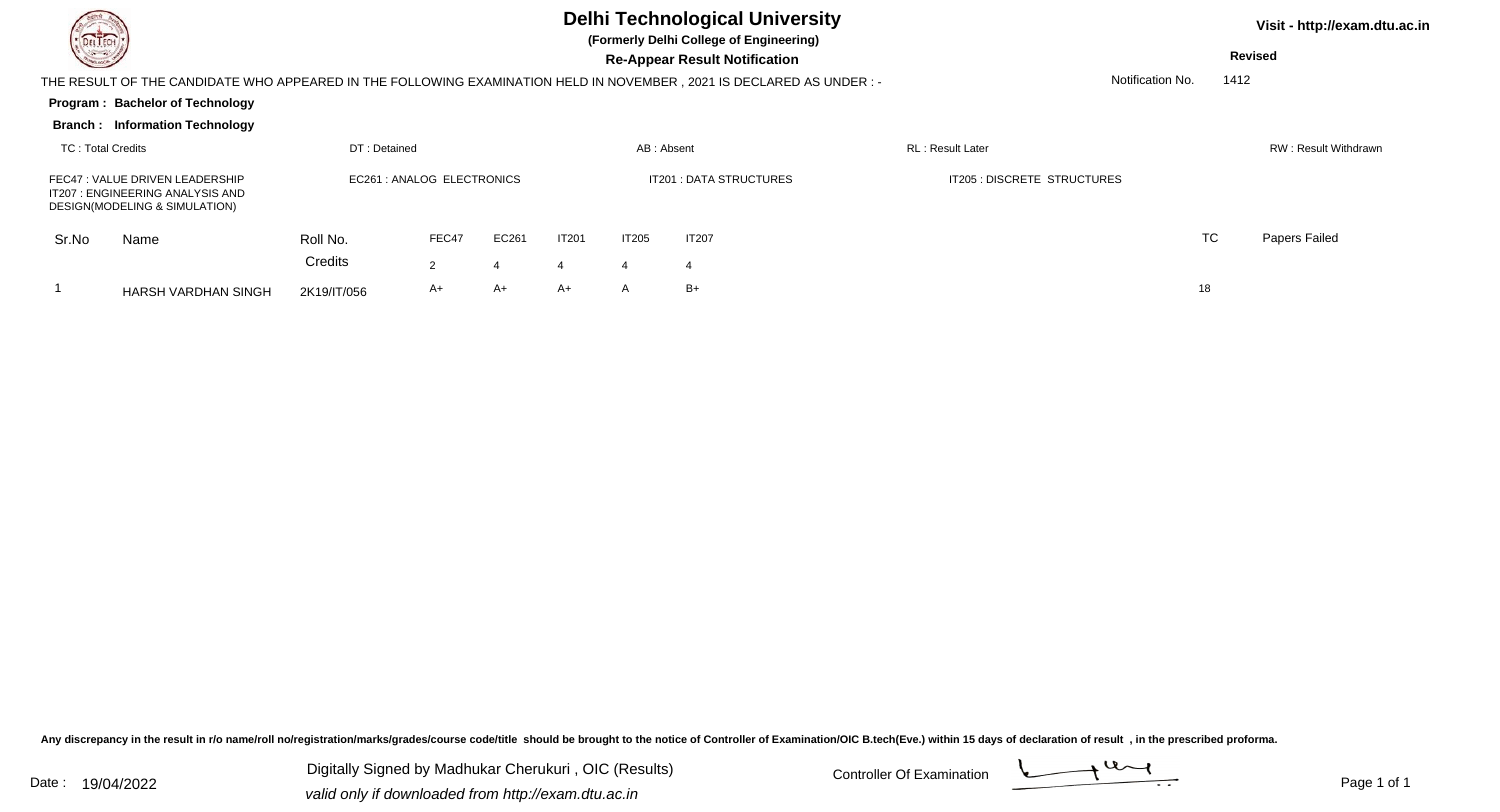# Delhi Technological University

**(Formerly Delhi College of Engineering)**

**Re-Appear Result Notification**

Visit - http://exam.dtu.ac.in

**Revised**

THE RESULT OF THE CANDIDATE WHO APPEARED IN THE FOLLOWING EXAMINATION HELD IN NOVEMBER , 2021 IS DECLARED AS UNDER : -

Notification No. 1412

**Program : Bachelor of Technology**

**Branch : Information Technology**

TC : Total Credits | DT : Detained | AB : Absent | RL : Result Later | RW : Result Withdrawn

FEC47 : VALUE DRIVEN LEADERSHIP
IT207 : ENGINEERING ANALYSIS AND DESIGN(MODELING & SIMULATION)
EC261 : ANALOG ELECTRONICS
IT201 : DATA STRUCTURES
IT205 : DISCRETE STRUCTURES

| Sr.No | Name | Roll No. | FEC47 | EC261 | IT201 | IT205 | IT207 | TC | Papers Failed |
|---|---|---|---|---|---|---|---|---|---|
| | | Credits | 2 | 4 | 4 | 4 | 4 | | |
| 1 | HARSH VARDHAN SINGH | 2K19/IT/056 | A+ | A+ | A+ | A | B+ | 18 | |

Any discrepancy in the result in r/o name/roll no/registration/marks/grades/course code/title should be brought to the notice of Controller of Examination/OIC B.tech(Eve.) within 15 days of declaration of result , in the prescribed proforma.

Date : 19/04/2022

Digitally Signed by Madhukar Cherukuri , OIC (Results)
*valid only if downloaded from http://exam.dtu.ac.in*

Controller Of Examination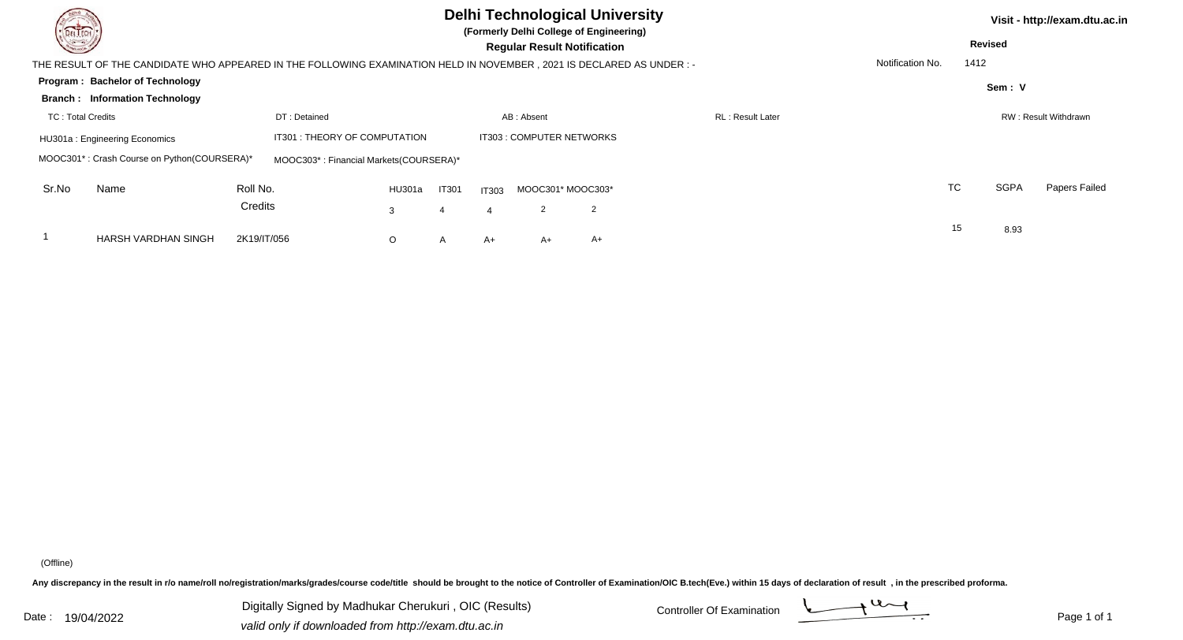# Delhi Technological University

**(Formerly Delhi College of Engineering)**

**Regular Result Notification**

Visit - http://exam.dtu.ac.in

**Revised**

THE RESULT OF THE CANDIDATE WHO APPEARED IN THE FOLLOWING EXAMINATION HELD IN NOVEMBER , 2021 IS DECLARED AS UNDER : -

Notification No. 1412

**Program : Bachelor of Technology**

**Branch : Information Technology**

**Sem : V**

TC : Total Credits | DT : Detained | AB : Absent | RL : Result Later | RW : Result Withdrawn

HU301a : Engineering Economics | IT301 : THEORY OF COMPUTATION | IT303 : COMPUTER NETWORKS

MOOC301* : Crash Course on Python(COURSERA)* | MOOC303* : Financial Markets(COURSERA)*

| Sr.No | Name | Roll No. | HU301a | IT301 | IT303 | MOOC301* | MOOC303* | TC | SGPA | Papers Failed |
|---|---|---|---|---|---|---|---|---|---|---|
| | | Credits | 3 | 4 | 4 | 2 | 2 | | | |
| 1 | HARSH VARDHAN SINGH | 2K19/IT/056 | O | A | A+ | A+ | A+ | 15 | 8.93 | |

(Offline)

Any discrepancy in the result in r/o name/roll no/registration/marks/grades/course code/title should be brought to the notice of Controller of Examination/OIC B.tech(Eve.) within 15 days of declaration of result , in the prescribed proforma.

Date : 19/04/2022

Digitally Signed by Madhukar Cherukuri , OIC (Results)

*valid only if downloaded from http://exam.dtu.ac.in*

Controller Of Examination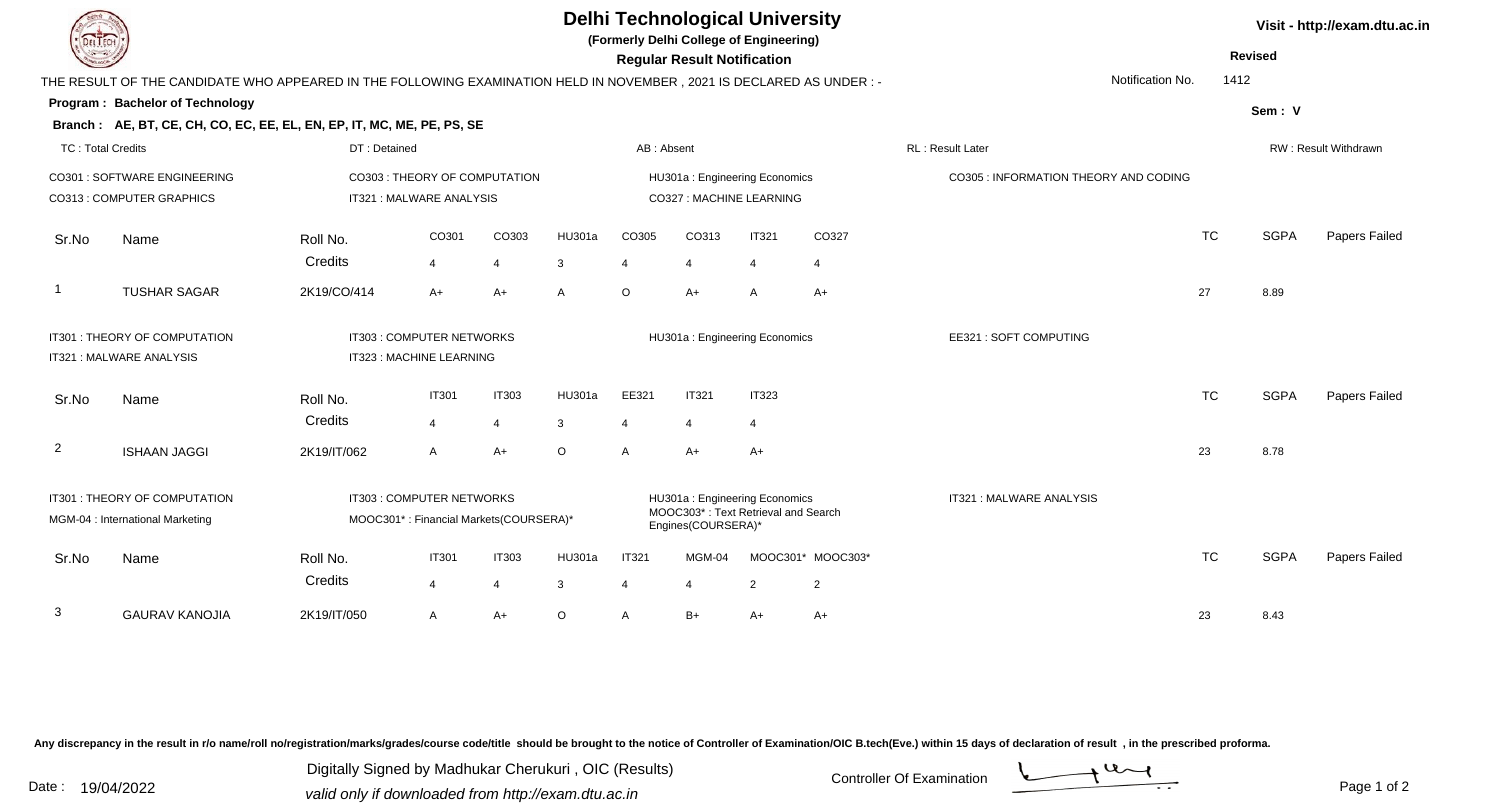# Delhi Technological University

**(Formerly Delhi College of Engineering)**

**Regular Result Notification**

Visit - http://exam.dtu.ac.in

**Revised**

THE RESULT OF THE CANDIDATE WHO APPEARED IN THE FOLLOWING EXAMINATION HELD IN NOVEMBER , 2021 IS DECLARED AS UNDER : -

Notification No. 1412

**Program : Bachelor of Technology**

**Sem : V**

**Branch : AE, BT, CE, CH, CO, EC, EE, EL, EN, EP, IT, MC, ME, PE, PS, SE**

TC : Total Credits | DT : Detained | AB : Absent | RL : Result Later | RW : Result Withdrawn

CO301 : SOFTWARE ENGINEERING | CO303 : THEORY OF COMPUTATION | HU301a : Engineering Economics | CO305 : INFORMATION THEORY AND CODING
CO313 : COMPUTER GRAPHICS | IT321 : MALWARE ANALYSIS | CO327 : MACHINE LEARNING

| Sr.No | Name | Roll No. | CO301 | CO303 | HU301a | CO305 | CO313 | IT321 | CO327 | TC | SGPA | Papers Failed |
|---|---|---|---|---|---|---|---|---|---|---|---|---|
| | | Credits | 4 | 4 | 3 | 4 | 4 | 4 | 4 | | | |
| 1 | TUSHAR SAGAR | 2K19/CO/414 | A+ | A+ | A | O | A+ | A | A+ | 27 | 8.89 | |

IT301 : THEORY OF COMPUTATION | IT303 : COMPUTER NETWORKS | HU301a : Engineering Economics | EE321 : SOFT COMPUTING
IT321 : MALWARE ANALYSIS | IT323 : MACHINE LEARNING

| Sr.No | Name | Roll No. | IT301 | IT303 | HU301a | EE321 | IT321 | IT323 | TC | SGPA | Papers Failed |
|---|---|---|---|---|---|---|---|---|---|---|---|
| | | Credits | 4 | 4 | 3 | 4 | 4 | 4 | | | |
| 2 | ISHAAN JAGGI | 2K19/IT/062 | A | A+ | O | A | A+ | A+ | 23 | 8.78 | |

IT301 : THEORY OF COMPUTATION | IT303 : COMPUTER NETWORKS | HU301a : Engineering Economics | IT321 : MALWARE ANALYSIS
MGM-04 : International Marketing | MOOC301* : Financial Markets(COURSERA)* | MOOC303* : Text Retrieval and Search Engines(COURSERA)*

| Sr.No | Name | Roll No. | IT301 | IT303 | HU301a | IT321 | MGM-04 | MOOC301* | MOOC303* | TC | SGPA | Papers Failed |
|---|---|---|---|---|---|---|---|---|---|---|---|---|
| | | Credits | 4 | 4 | 3 | 4 | 4 | 2 | 2 | | | |
| 3 | GAURAV KANOJIA | 2K19/IT/050 | A | A+ | O | A | B+ | A+ | A+ | 23 | 8.43 | |

Any discrepancy in the result in r/o name/roll no/registration/marks/grades/course code/title should be brought to the notice of Controller of Examination/OIC B.tech(Eve.) within 15 days of declaration of result , in the prescribed proforma.

Date : 19/04/2022

Digitally Signed by Madhukar Cherukuri , OIC (Results)
*valid only if downloaded from http://exam.dtu.ac.in*

Controller Of Examination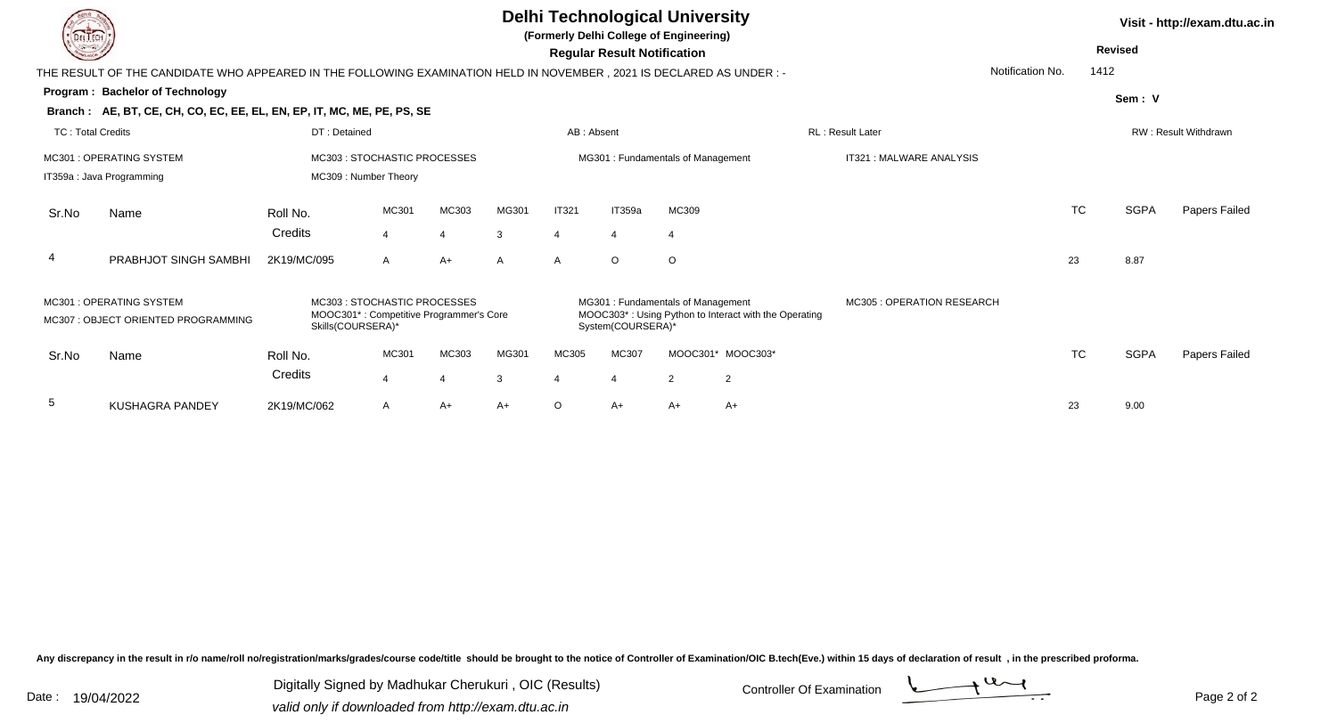# Delhi Technological University

**(Formerly Delhi College of Engineering)**

**Regular Result Notification**

Visit - http://exam.dtu.ac.in

**Revised**

THE RESULT OF THE CANDIDATE WHO APPEARED IN THE FOLLOWING EXAMINATION HELD IN NOVEMBER , 2021 IS DECLARED AS UNDER : -

Notification No. 1412

**Program : Bachelor of Technology**

**Sem : V**

**Branch : AE, BT, CE, CH, CO, EC, EE, EL, EN, EP, IT, MC, ME, PE, PS, SE**

TC : Total Credits | DT : Detained | AB : Absent | RL : Result Later | RW : Result Withdrawn

MC301 : OPERATING SYSTEM | MC303 : STOCHASTIC PROCESSES | MG301 : Fundamentals of Management | IT321 : MALWARE ANALYSIS
IT359a : Java Programming | MC309 : Number Theory

| Sr.No | Name | Roll No. | MC301 | MC303 | MG301 | IT321 | IT359a | MC309 | TC | SGPA | Papers Failed |
|---|---|---|---|---|---|---|---|---|---|---|---|
| | | Credits | 4 | 4 | 3 | 4 | 4 | 4 | | | |
| 4 | PRABHJOT SINGH SAMBHI | 2K19/MC/095 | A | A+ | A | A | O | O | 23 | 8.87 | |

MC301 : OPERATING SYSTEM | MC303 : STOCHASTIC PROCESSES | MG301 : Fundamentals of Management | MC305 : OPERATION RESEARCH
MC307 : OBJECT ORIENTED PROGRAMMING | MOOC301* : Competitive Programmer's Core Skills(COURSERA)* | MOOC303* : Using Python to Interact with the Operating System(COURSERA)*

| Sr.No | Name | Roll No. | MC301 | MC303 | MG301 | MC305 | MC307 | MOOC301* | MOOC303* | TC | SGPA | Papers Failed |
|---|---|---|---|---|---|---|---|---|---|---|---|---|
| | | Credits | 4 | 4 | 3 | 4 | 4 | 2 | 2 | | | |
| 5 | KUSHAGRA PANDEY | 2K19/MC/062 | A | A+ | A+ | O | A+ | A+ | A+ | 23 | 9.00 | |

Any discrepancy in the result in r/o name/roll no/registration/marks/grades/course code/title should be brought to the notice of Controller of Examination/OIC B.tech(Eve.) within 15 days of declaration of result , in the prescribed proforma.

Date : 19/04/2022

Digitally Signed by Madhukar Cherukuri , OIC (Results)
valid only if downloaded from http://exam.dtu.ac.in

Controller Of Examination